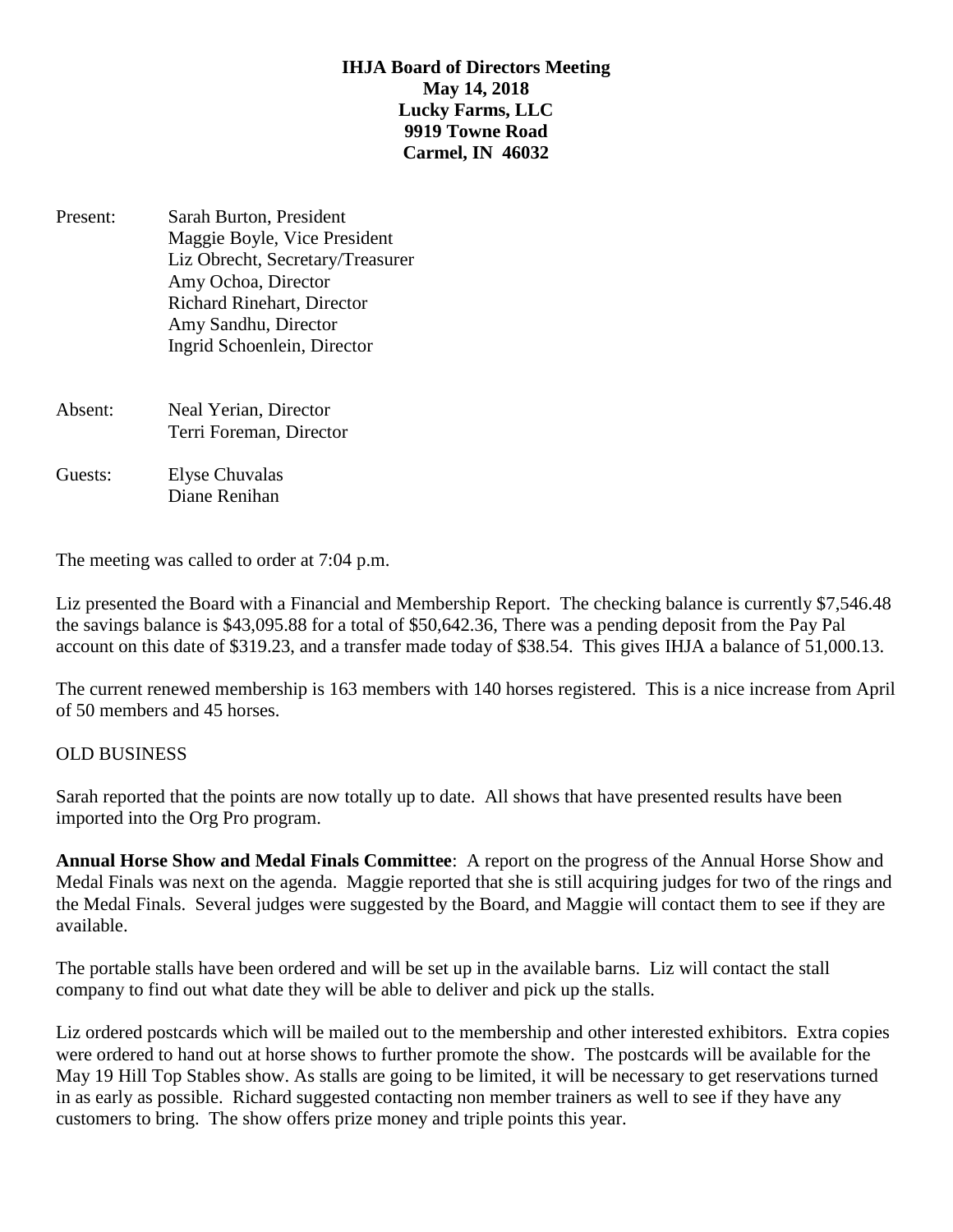**IHJA Board of Directors Meeting**
**May 14, 2018**
**Lucky Farms, LLC**
**9919 Towne Road**
**Carmel, IN 46032**

Present: Sarah Burton, President
Maggie Boyle, Vice President
Liz Obrecht, Secretary/Treasurer
Amy Ochoa, Director
Richard Rinehart, Director
Amy Sandhu, Director
Ingrid Schoenlein, Director

Absent: Neal Yerian, Director
Terri Foreman, Director

Guests: Elyse Chuvalas
Diane Renihan

The meeting was called to order at 7:04 p.m.

Liz presented the Board with a Financial and Membership Report. The checking balance is currently $7,546.48 the savings balance is $43,095.88 for a total of $50,642.36, There was a pending deposit from the Pay Pal account on this date of $319.23, and a transfer made today of $38.54. This gives IHJA a balance of 51,000.13.

The current renewed membership is 163 members with 140 horses registered. This is a nice increase from April of 50 members and 45 horses.

OLD BUSINESS

Sarah reported that the points are now totally up to date. All shows that have presented results have been imported into the Org Pro program.

**Annual Horse Show and Medal Finals Committee**: A report on the progress of the Annual Horse Show and Medal Finals was next on the agenda. Maggie reported that she is still acquiring judges for two of the rings and the Medal Finals. Several judges were suggested by the Board, and Maggie will contact them to see if they are available.

The portable stalls have been ordered and will be set up in the available barns. Liz will contact the stall company to find out what date they will be able to deliver and pick up the stalls.

Liz ordered postcards which will be mailed out to the membership and other interested exhibitors. Extra copies were ordered to hand out at horse shows to further promote the show. The postcards will be available for the May 19 Hill Top Stables show. As stalls are going to be limited, it will be necessary to get reservations turned in as early as possible. Richard suggested contacting non member trainers as well to see if they have any customers to bring. The show offers prize money and triple points this year.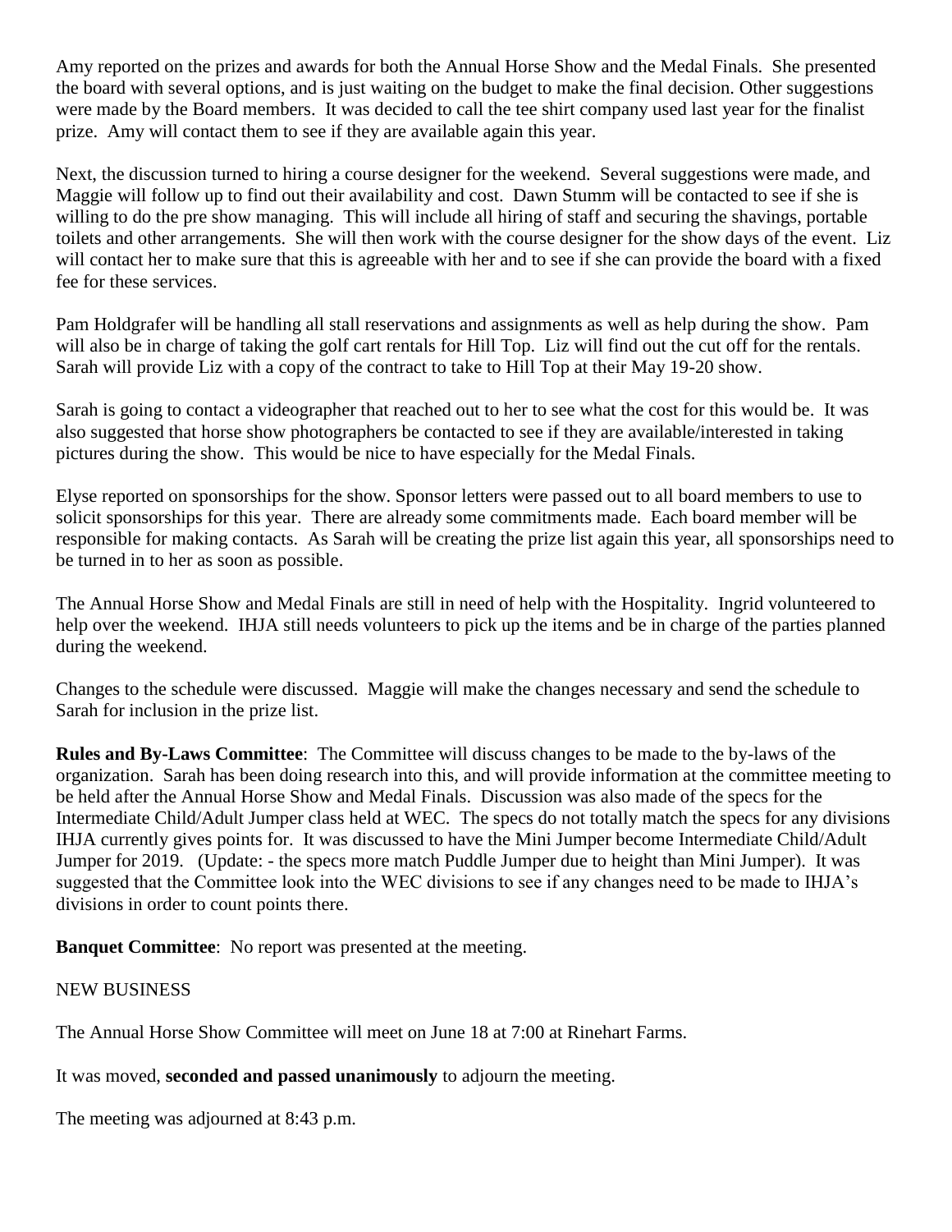Amy reported on the prizes and awards for both the Annual Horse Show and the Medal Finals. She presented the board with several options, and is just waiting on the budget to make the final decision. Other suggestions were made by the Board members. It was decided to call the tee shirt company used last year for the finalist prize. Amy will contact them to see if they are available again this year.

Next, the discussion turned to hiring a course designer for the weekend. Several suggestions were made, and Maggie will follow up to find out their availability and cost. Dawn Stumm will be contacted to see if she is willing to do the pre show managing. This will include all hiring of staff and securing the shavings, portable toilets and other arrangements. She will then work with the course designer for the show days of the event. Liz will contact her to make sure that this is agreeable with her and to see if she can provide the board with a fixed fee for these services.

Pam Holdgrafer will be handling all stall reservations and assignments as well as help during the show. Pam will also be in charge of taking the golf cart rentals for Hill Top. Liz will find out the cut off for the rentals. Sarah will provide Liz with a copy of the contract to take to Hill Top at their May 19-20 show.

Sarah is going to contact a videographer that reached out to her to see what the cost for this would be. It was also suggested that horse show photographers be contacted to see if they are available/interested in taking pictures during the show. This would be nice to have especially for the Medal Finals.

Elyse reported on sponsorships for the show. Sponsor letters were passed out to all board members to use to solicit sponsorships for this year. There are already some commitments made. Each board member will be responsible for making contacts. As Sarah will be creating the prize list again this year, all sponsorships need to be turned in to her as soon as possible.

The Annual Horse Show and Medal Finals are still in need of help with the Hospitality. Ingrid volunteered to help over the weekend. IHJA still needs volunteers to pick up the items and be in charge of the parties planned during the weekend.

Changes to the schedule were discussed. Maggie will make the changes necessary and send the schedule to Sarah for inclusion in the prize list.

**Rules and By-Laws Committee**: The Committee will discuss changes to be made to the by-laws of the organization. Sarah has been doing research into this, and will provide information at the committee meeting to be held after the Annual Horse Show and Medal Finals. Discussion was also made of the specs for the Intermediate Child/Adult Jumper class held at WEC. The specs do not totally match the specs for any divisions IHJA currently gives points for. It was discussed to have the Mini Jumper become Intermediate Child/Adult Jumper for 2019. (Update: - the specs more match Puddle Jumper due to height than Mini Jumper). It was suggested that the Committee look into the WEC divisions to see if any changes need to be made to IHJA's divisions in order to count points there.

**Banquet Committee**: No report was presented at the meeting.

NEW BUSINESS

The Annual Horse Show Committee will meet on June 18 at 7:00 at Rinehart Farms.

It was moved, **seconded and passed unanimously** to adjourn the meeting.

The meeting was adjourned at 8:43 p.m.